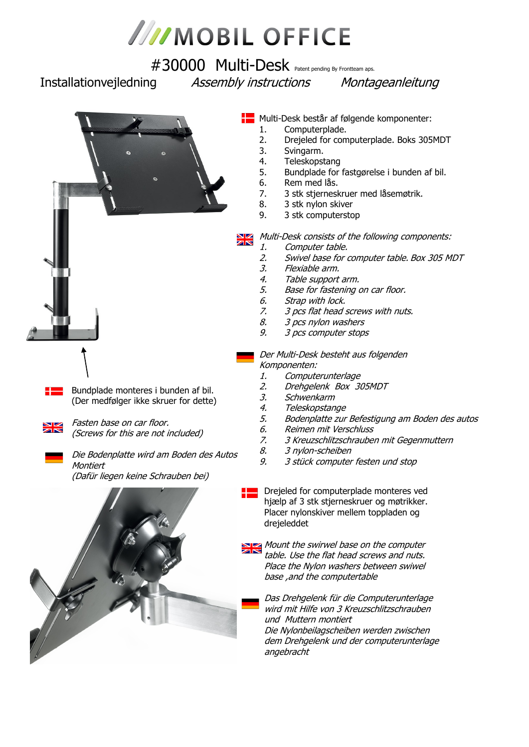# MOBIL OFFICE

## #30000 Multi-Desk

Patent pending By Frontteam aps.

Installationvejledning *Assembly instructions* *Montageanleitung*

Multi-Desk består af følgende komponenter:

1. Computerplade.
2. Drejeled for computerplade. Boks 305MDT
3. Svingarm.
4. Teleskopstang
5. Bundplade for fastgørelse i bunden af bil.
6. Rem med lås.
7. 3 stk stjerneskruer med låsemøtrik.
8. 3 stk nylon skiver
9. 3 stk computerstop

*Multi-Desk consists of the following components:*

1. *Computer table.*
2. *Swivel base for computer table. Box 305 MDT*
3. *Flexiable arm.*
4. *Table support arm.*
5. *Base for fastening on car floor.*
6. *Strap with lock.*
7. *3 pcs flat head screws with nuts.*
8. *3 pcs nylon washers*
9. *3 pcs computer stops*

*Der Multi-Desk besteht aus folgenden Komponenten:*

1. *Computerunterlage*
2. *Drehgelenk Box 305MDT*
3. *Schwenkarm*
4. *Teleskopstange*
5. *Bodenplatte zur Befestigung am Boden des autos*
6. *Reimen mit Verschluss*
7. *3 Kreuzschlitzschrauben mit Gegenmuttern*
8. *3 nylon-scheiben*
9. *3 stück computer festen und stop*

Bundplade monteres i bunden af bil.
(Der medfølger ikke skruer for dette)

*Fasten base on car floor.*
*(Screws for this are not included)*

*Die Bodenplatte wird am Boden des Autos Montiert*
*(Dafür liegen keine Schrauben bei)*

Drejeled for computerplade monteres ved hjælp af 3 stk stjerneskruer og møtrikker. Placer nylonskiver mellem toppladen og drejeleddet

*Mount the swirwel base on the computer table. Use the flat head screws and nuts. Place the Nylon washers between swiwel base ,and the computertable*

*Das Drehgelenk für die Computerunterlage wird mit Hilfe von 3 Kreuzschlitzschrauben und Muttern montiert*
*Die Nylonbeilagscheiben werden zwischen dem Drehgelenk und der computerunterlage angebracht*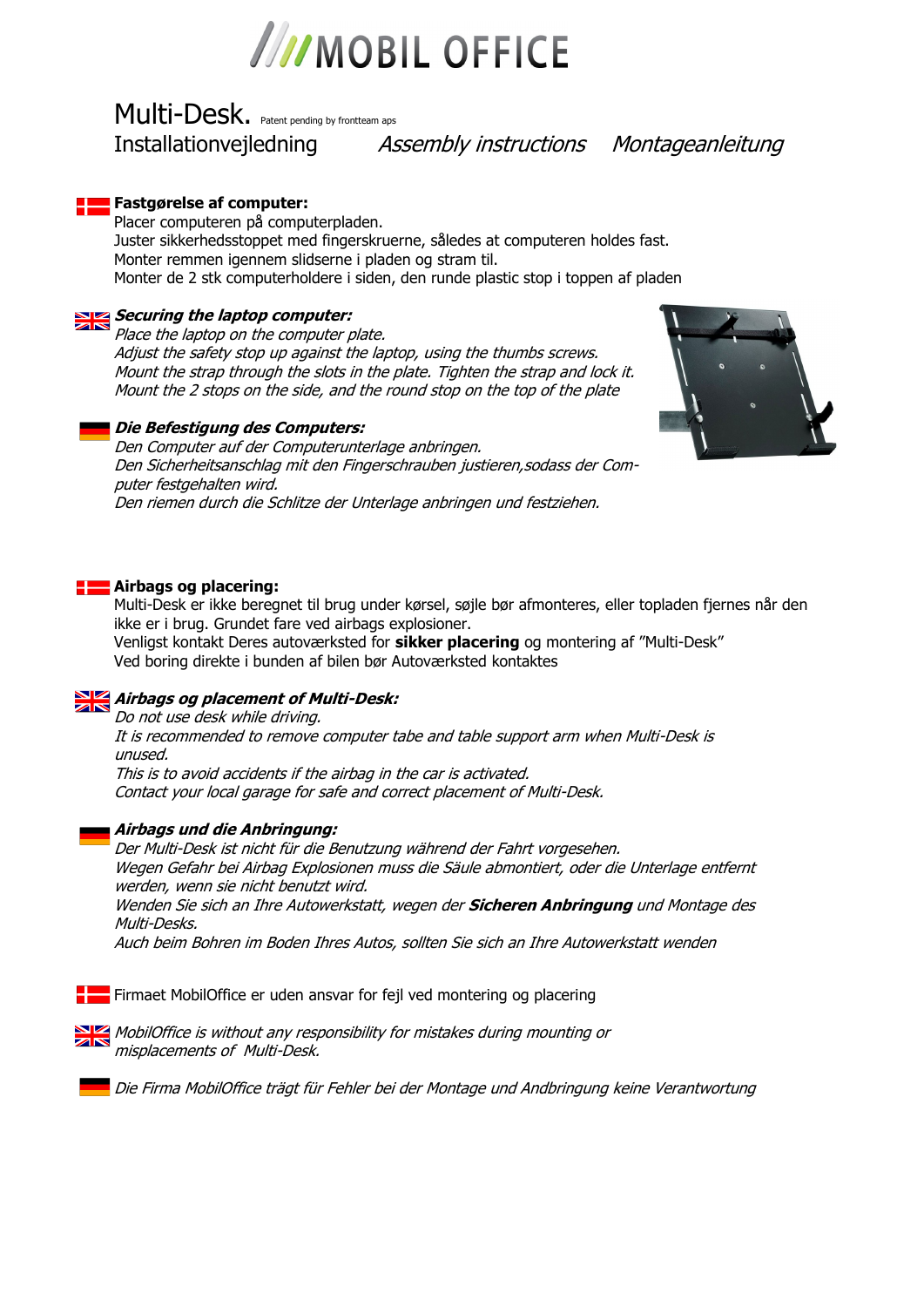# MOBIL OFFICE

Multi-Desk. Patent pending by frontteam aps

Installationvejledning *Assembly instructions* *Montageanleitung*

**Fastgørelse af computer:**

Placer computeren på computerpladen.
Juster sikkerhedsstoppet med fingerskruerne, således at computeren holdes fast.
Monter remmen igennem slidserne i pladen og stram til.
Monter de 2 stk computerholdere i siden, den runde plastic stop i toppen af pladen

***Securing the laptop computer:***

*Place the laptop on the computer plate.*
*Adjust the safety stop up against the laptop, using the thumbs screws.*
*Mount the strap through the slots in the plate. Tighten the strap and lock it.*
*Mount the 2 stops on the side, and the round stop on the top of the plate*

***Die Befestigung des Computers:***

*Den Computer auf der Computerunterlage anbringen.*
*Den Sicherheitsanschlag mit den Fingerschrauben justieren,sodass der Computer festgehalten wird.*
*Den riemen durch die Schlitze der Unterlage anbringen und festziehen.*

**Airbags og placering:**

Multi-Desk er ikke beregnet til brug under kørsel, søjle bør afmonteres, eller topladen fjernes når den ikke er i brug. Grundet fare ved airbags explosioner.
Venligst kontakt Deres autoværksted for **sikker placering** og montering af "Multi-Desk"
Ved boring direkte i bunden af bilen bør Autoværksted kontaktes

***Airbags og placement of Multi-Desk:***

*Do not use desk while driving.*
*It is recommended to remove computer tabe and table support arm when Multi-Desk is unused.*
*This is to avoid accidents if the airbag in the car is activated.*
*Contact your local garage for safe and correct placement of Multi-Desk.*

***Airbags und die Anbringung:***

*Der Multi-Desk ist nicht für die Benutzung während der Fahrt vorgesehen.*
*Wegen Gefahr bei Airbag Explosionen muss die Säule abmontiert, oder die Unterlage entfernt werden, wenn sie nicht benutzt wird.*
*Wenden Sie sich an Ihre Autowerkstatt, wegen der* ***Sicheren Anbringung*** *und Montage des Multi-Desks.*
*Auch beim Bohren im Boden Ihres Autos, sollten Sie sich an Ihre Autowerkstatt wenden*

Firmaet MobilOffice er uden ansvar for fejl ved montering og placering

*MobilOffice is without any responsibility for mistakes during mounting or misplacements of Multi-Desk.*

*Die Firma MobilOffice trägt für Fehler bei der Montage und Andbringung keine Verantwortung*